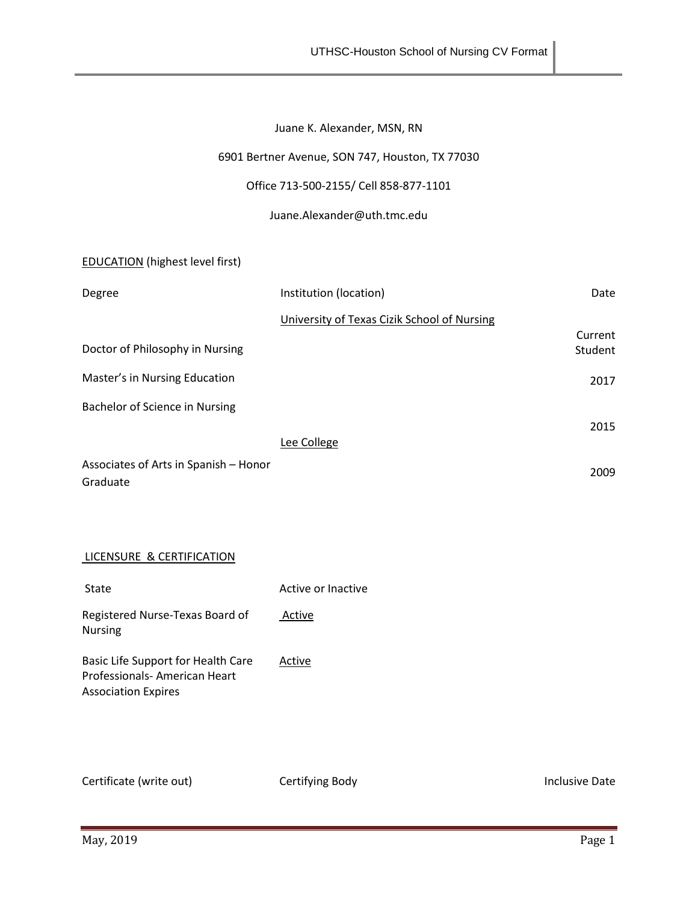Juane K. Alexander, MSN, RN

6901 Bertner Avenue, SON 747, Houston, TX 77030

Office 713-500-2155/ Cell 858-877-1101

Juane.Alexander@uth.tmc.edu

EDUCATION (highest level first)

| Degree | Institution (location) | Date |
|---|---|---|
| | University of Texas Cizik School of Nursing | |
| Doctor of Philosophy in Nursing | | Current Student |
| Master's in Nursing Education | | 2017 |
| Bachelor of Science in Nursing | | 2015 |
| | Lee College | |
| Associates of Arts in Spanish – Honor Graduate | | 2009 |

LICENSURE & CERTIFICATION

| State | Active or Inactive |
|---|---|
| Registered Nurse-Texas Board of Nursing | Active |
| Basic Life Support for Health Care Professionals- American Heart Association Expires | Active |

| Certificate (write out) | Certifying Body | Inclusive Date |
|---|---|---|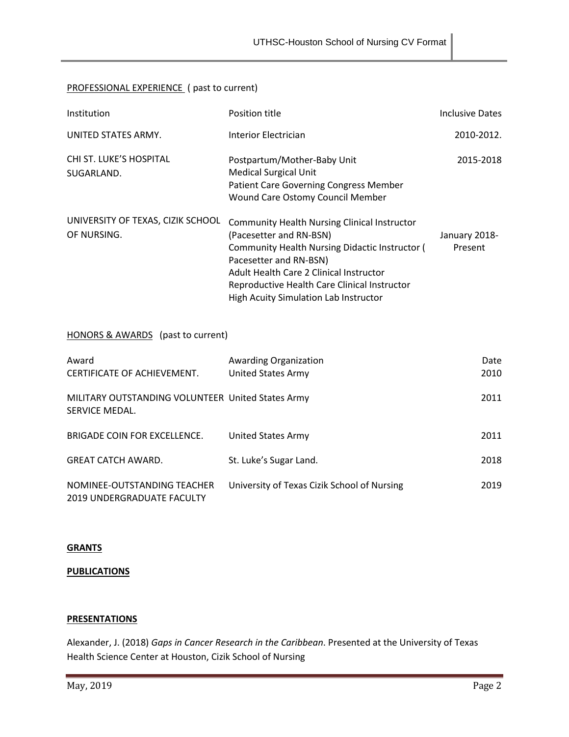PROFESSIONAL EXPERIENCE ( past to current)

| Institution | Position title | Inclusive Dates |
| --- | --- | --- |
| UNITED STATES ARMY. | Interior Electrician | 2010-2012. |
| CHI ST. LUKE'S HOSPITAL SUGARLAND. | Postpartum/Mother-Baby Unit<br>Medical Surgical Unit<br>Patient Care Governing Congress Member<br>Wound Care Ostomy Council Member | 2015-2018 |
| UNIVERSITY OF TEXAS, CIZIK SCHOOL OF NURSING. | Community Health Nursing Clinical Instructor (Pacesetter and RN-BSN)<br>Community Health Nursing Didactic Instructor ( Pacesetter and RN-BSN)<br>Adult Health Care 2 Clinical Instructor<br>Reproductive Health Care Clinical Instructor<br>High Acuity Simulation Lab Instructor | January 2018-Present |

HONORS & AWARDS (past to current)

| Award | Awarding Organization | Date |
| --- | --- | --- |
| CERTIFICATE OF ACHIEVEMENT. | United States Army | 2010 |
| MILITARY OUTSTANDING VOLUNTEER SERVICE MEDAL. | United States Army | 2011 |
| BRIGADE COIN FOR EXCELLENCE. | United States Army | 2011 |
| GREAT CATCH AWARD. | St. Luke's Sugar Land. | 2018 |
| NOMINEE-OUTSTANDING TEACHER 2019 UNDERGRADUATE FACULTY | University of Texas Cizik School of Nursing | 2019 |

**GRANTS**

**PUBLICATIONS**

**PRESENTATIONS**

Alexander, J. (2018) *Gaps in Cancer Research in the Caribbean*. Presented at the University of Texas Health Science Center at Houston, Cizik School of Nursing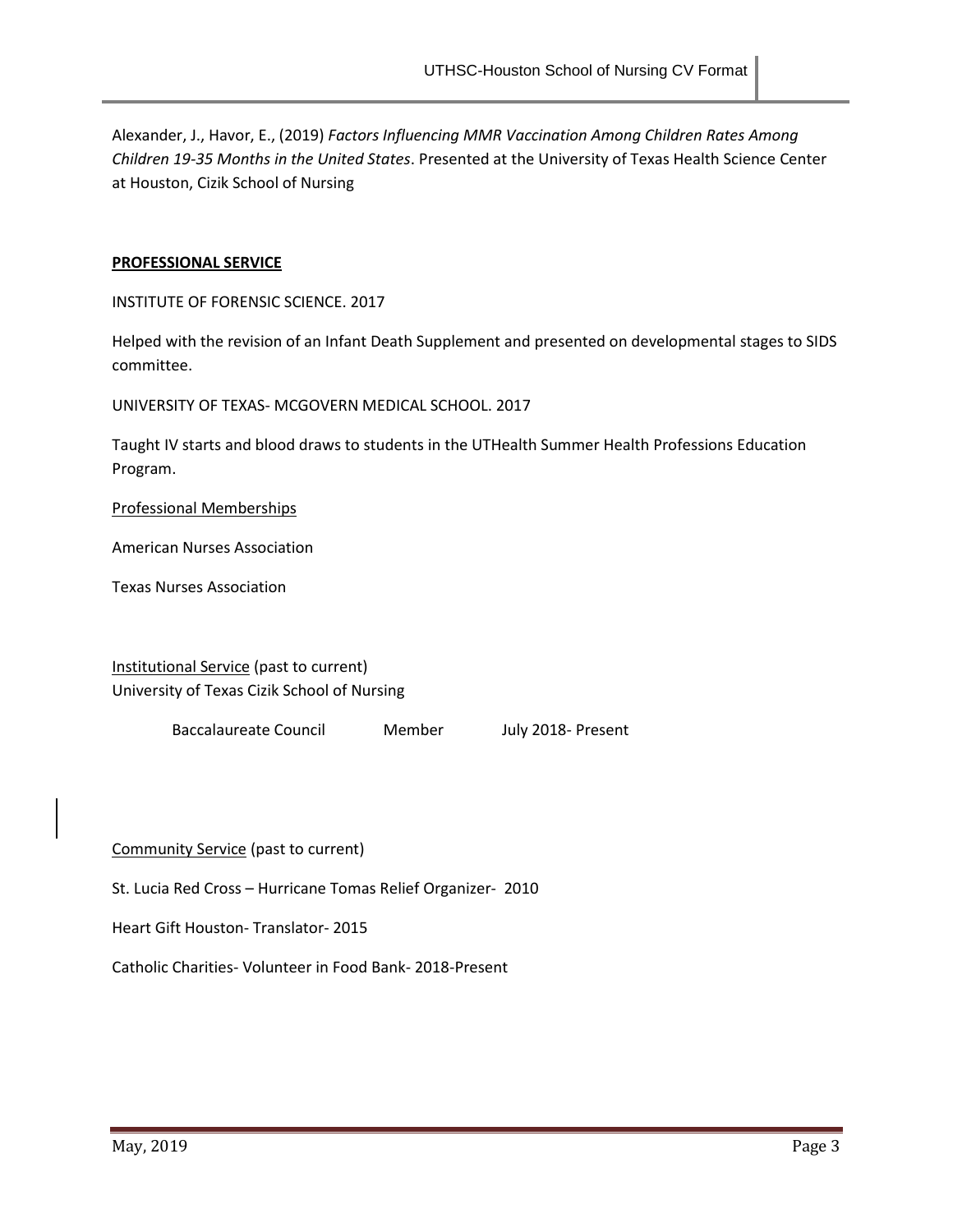Alexander, J., Havor, E., (2019) *Factors Influencing MMR Vaccination Among Children Rates Among Children 19-35 Months in the United States*. Presented at the University of Texas Health Science Center at Houston, Cizik School of Nursing

## PROFESSIONAL SERVICE

INSTITUTE OF FORENSIC SCIENCE. 2017

Helped with the revision of an Infant Death Supplement and presented on developmental stages to SIDS committee.

UNIVERSITY OF TEXAS- MCGOVERN MEDICAL SCHOOL. 2017

Taught IV starts and blood draws to students in the UTHealth Summer Health Professions Education Program.

Professional Memberships

American Nurses Association

Texas Nurses Association

Institutional Service (past to current)
University of Texas Cizik School of Nursing

| | | |
|---|---|---|
| Baccalaureate Council | Member | July 2018- Present |

Community Service (past to current)

St. Lucia Red Cross – Hurricane Tomas Relief Organizer- 2010

Heart Gift Houston- Translator- 2015

Catholic Charities- Volunteer in Food Bank- 2018-Present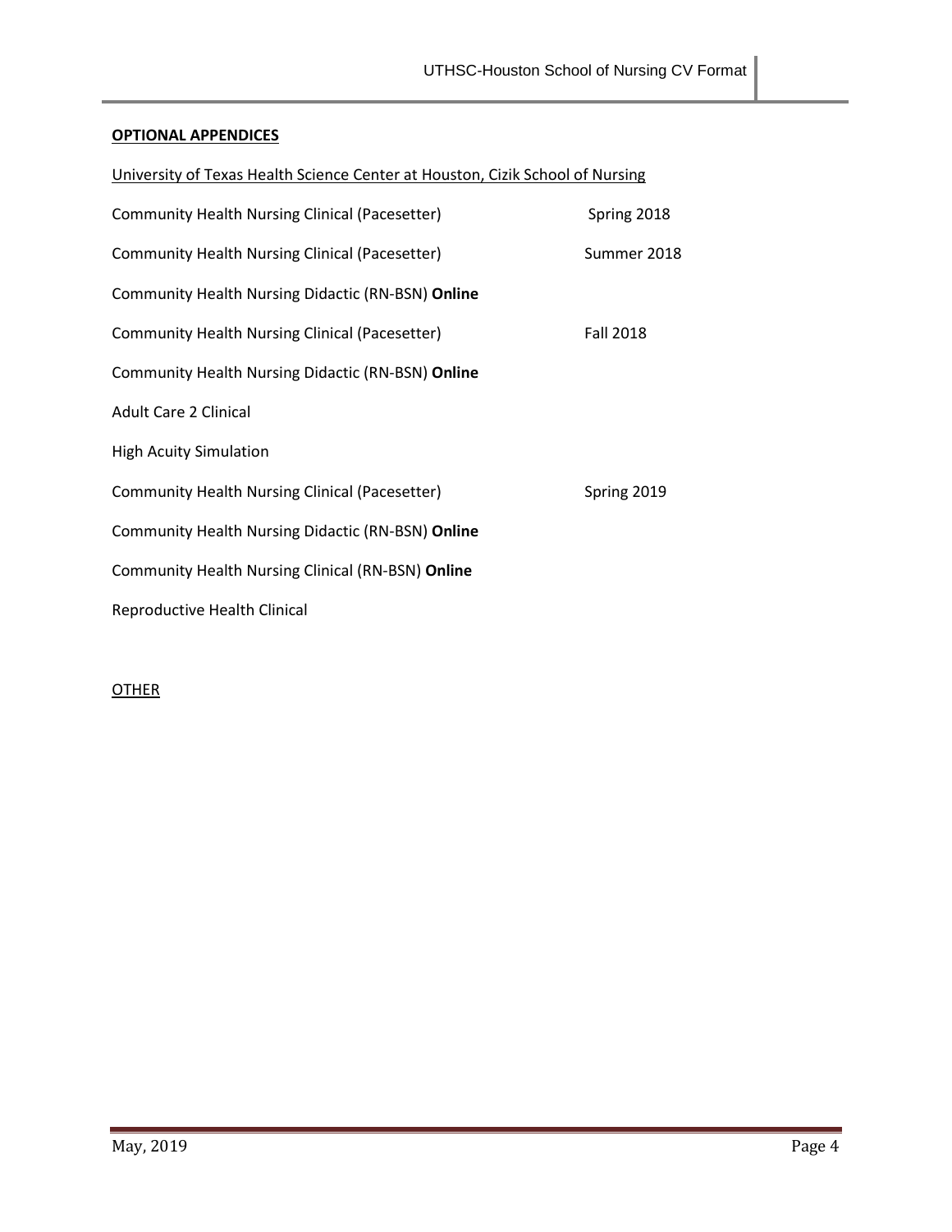**OPTIONAL APPENDICES**

University of Texas Health Science Center at Houston, Cizik School of Nursing

| | |
|---|---|
| Community Health Nursing Clinical (Pacesetter) | Spring 2018 |
| Community Health Nursing Clinical (Pacesetter) | Summer 2018 |
| Community Health Nursing Didactic (RN-BSN) **Online** | |
| Community Health Nursing Clinical (Pacesetter) | Fall 2018 |
| Community Health Nursing Didactic (RN-BSN) **Online** | |
| Adult Care 2 Clinical | |
| High Acuity Simulation | |
| Community Health Nursing Clinical (Pacesetter) | Spring 2019 |
| Community Health Nursing Didactic (RN-BSN) **Online** | |
| Community Health Nursing Clinical (RN-BSN) **Online** | |
| Reproductive Health Clinical | |

OTHER